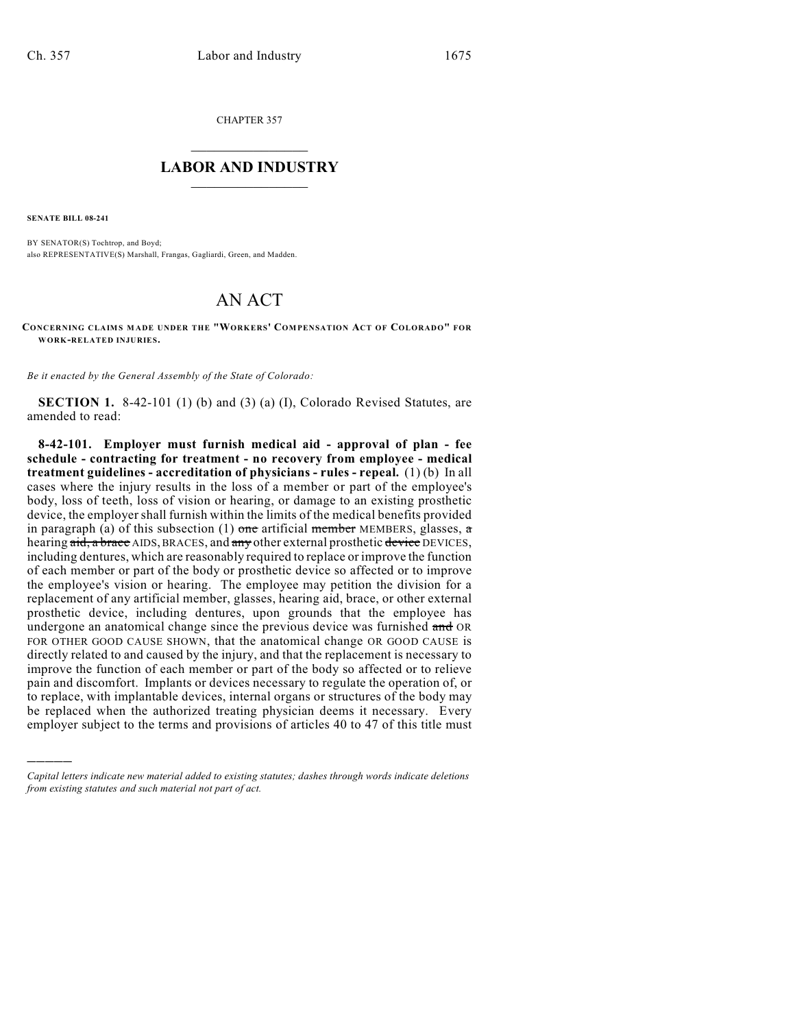CHAPTER 357

# LABOR AND INDUSTRY

**SENATE BILL 08-241**

BY SENATOR(S) Tochtrop, and Boyd;
also REPRESENTATIVE(S) Marshall, Frangas, Gagliardi, Green, and Madden.

# AN ACT

**CONCERNING CLAIMS MADE UNDER THE "WORKERS' COMPENSATION ACT OF COLORADO" FOR WORK-RELATED INJURIES.**

*Be it enacted by the General Assembly of the State of Colorado:*

**SECTION 1.** 8-42-101 (1) (b) and (3) (a) (I), Colorado Revised Statutes, are amended to read:

**8-42-101. Employer must furnish medical aid - approval of plan - fee schedule - contracting for treatment - no recovery from employee - medical treatment guidelines - accreditation of physicians - rules - repeal.** (1) (b) In all cases where the injury results in the loss of a member or part of the employee's body, loss of teeth, loss of vision or hearing, or damage to an existing prosthetic device, the employer shall furnish within the limits of the medical benefits provided in paragraph (a) of this subsection (1) ~~one~~ artificial ~~member~~ MEMBERS, glasses, ~~a~~ hearing ~~aid, a brace~~ AIDS, BRACES, and ~~any~~ other external prosthetic ~~device~~ DEVICES, including dentures, which are reasonably required to replace or improve the function of each member or part of the body or prosthetic device so affected or to improve the employee's vision or hearing. The employee may petition the division for a replacement of any artificial member, glasses, hearing aid, brace, or other external prosthetic device, including dentures, upon grounds that the employee has undergone an anatomical change since the previous device was furnished ~~and~~ OR FOR OTHER GOOD CAUSE SHOWN, that the anatomical change OR GOOD CAUSE is directly related to and caused by the injury, and that the replacement is necessary to improve the function of each member or part of the body so affected or to relieve pain and discomfort. Implants or devices necessary to regulate the operation of, or to replace, with implantable devices, internal organs or structures of the body may be replaced when the authorized treating physician deems it necessary. Every employer subject to the terms and provisions of articles 40 to 47 of this title must

*Capital letters indicate new material added to existing statutes; dashes through words indicate deletions from existing statutes and such material not part of act.*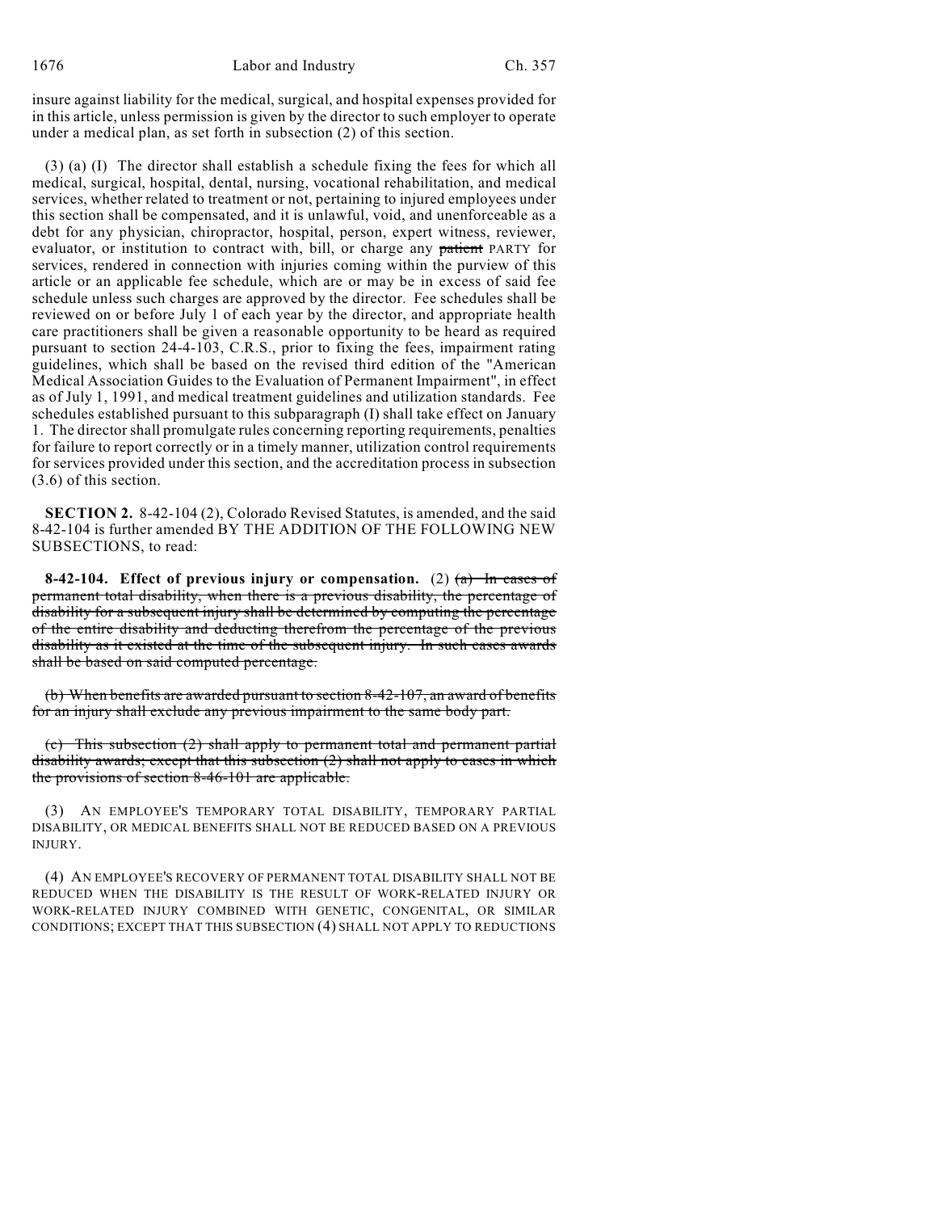insure against liability for the medical, surgical, and hospital expenses provided for in this article, unless permission is given by the director to such employer to operate under a medical plan, as set forth in subsection (2) of this section.

(3) (a) (I) The director shall establish a schedule fixing the fees for which all medical, surgical, hospital, dental, nursing, vocational rehabilitation, and medical services, whether related to treatment or not, pertaining to injured employees under this section shall be compensated, and it is unlawful, void, and unenforceable as a debt for any physician, chiropractor, hospital, person, expert witness, reviewer, evaluator, or institution to contract with, bill, or charge any ~~patient~~ PARTY for services, rendered in connection with injuries coming within the purview of this article or an applicable fee schedule, which are or may be in excess of said fee schedule unless such charges are approved by the director. Fee schedules shall be reviewed on or before July 1 of each year by the director, and appropriate health care practitioners shall be given a reasonable opportunity to be heard as required pursuant to section 24-4-103, C.R.S., prior to fixing the fees, impairment rating guidelines, which shall be based on the revised third edition of the "American Medical Association Guides to the Evaluation of Permanent Impairment", in effect as of July 1, 1991, and medical treatment guidelines and utilization standards. Fee schedules established pursuant to this subparagraph (I) shall take effect on January 1. The director shall promulgate rules concerning reporting requirements, penalties for failure to report correctly or in a timely manner, utilization control requirements for services provided under this section, and the accreditation process in subsection (3.6) of this section.

**SECTION 2.** 8-42-104 (2), Colorado Revised Statutes, is amended, and the said 8-42-104 is further amended BY THE ADDITION OF THE FOLLOWING NEW SUBSECTIONS, to read:

**8-42-104. Effect of previous injury or compensation.** (2) ~~(a) In cases of permanent total disability, when there is a previous disability, the percentage of disability for a subsequent injury shall be determined by computing the percentage of the entire disability and deducting therefrom the percentage of the previous disability as it existed at the time of the subsequent injury. In such cases awards shall be based on said computed percentage.~~

~~(b) When benefits are awarded pursuant to section 8-42-107, an award of benefits for an injury shall exclude any previous impairment to the same body part.~~

~~(c) This subsection (2) shall apply to permanent total and permanent partial disability awards; except that this subsection (2) shall not apply to cases in which the provisions of section 8-46-101 are applicable.~~

(3) AN EMPLOYEE'S TEMPORARY TOTAL DISABILITY, TEMPORARY PARTIAL DISABILITY, OR MEDICAL BENEFITS SHALL NOT BE REDUCED BASED ON A PREVIOUS INJURY.

(4) AN EMPLOYEE'S RECOVERY OF PERMANENT TOTAL DISABILITY SHALL NOT BE REDUCED WHEN THE DISABILITY IS THE RESULT OF WORK-RELATED INJURY OR WORK-RELATED INJURY COMBINED WITH GENETIC, CONGENITAL, OR SIMILAR CONDITIONS; EXCEPT THAT THIS SUBSECTION (4) SHALL NOT APPLY TO REDUCTIONS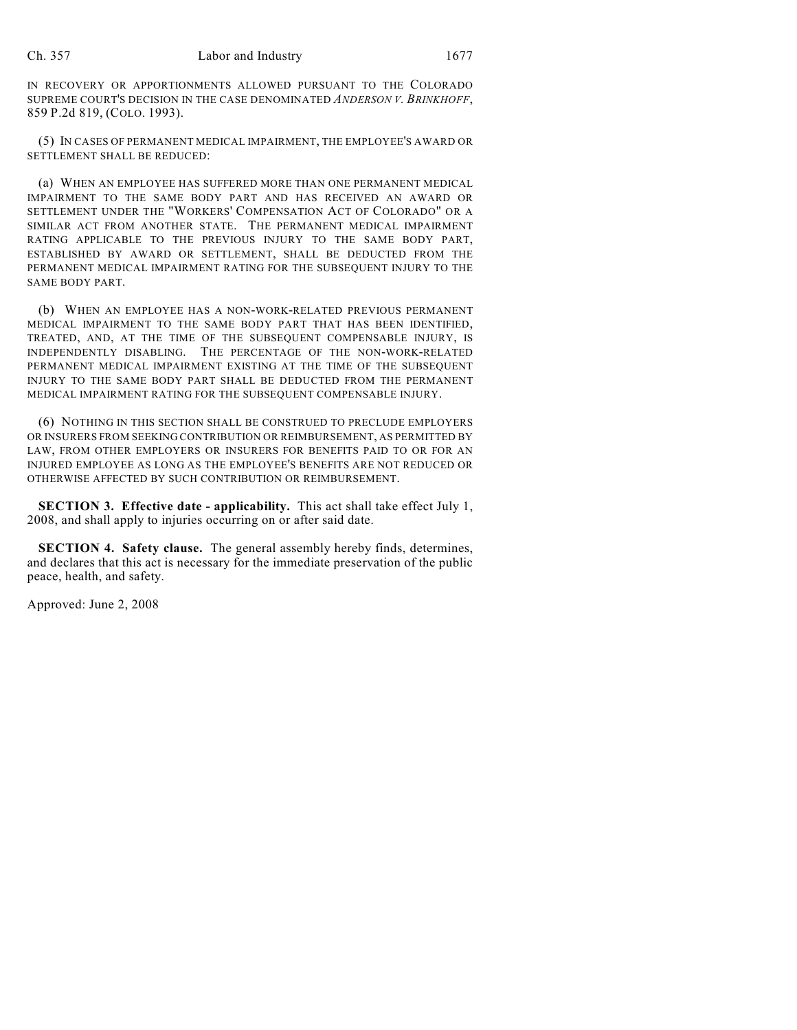IN RECOVERY OR APPORTIONMENTS ALLOWED PURSUANT TO THE COLORADO SUPREME COURT'S DECISION IN THE CASE DENOMINATED *ANDERSON V. BRINKHOFF*, 859 P.2d 819, (COLO. 1993).

(5) IN CASES OF PERMANENT MEDICAL IMPAIRMENT, THE EMPLOYEE'S AWARD OR SETTLEMENT SHALL BE REDUCED:

(a) WHEN AN EMPLOYEE HAS SUFFERED MORE THAN ONE PERMANENT MEDICAL IMPAIRMENT TO THE SAME BODY PART AND HAS RECEIVED AN AWARD OR SETTLEMENT UNDER THE "WORKERS' COMPENSATION ACT OF COLORADO" OR A SIMILAR ACT FROM ANOTHER STATE. THE PERMANENT MEDICAL IMPAIRMENT RATING APPLICABLE TO THE PREVIOUS INJURY TO THE SAME BODY PART, ESTABLISHED BY AWARD OR SETTLEMENT, SHALL BE DEDUCTED FROM THE PERMANENT MEDICAL IMPAIRMENT RATING FOR THE SUBSEQUENT INJURY TO THE SAME BODY PART.

(b) WHEN AN EMPLOYEE HAS A NON-WORK-RELATED PREVIOUS PERMANENT MEDICAL IMPAIRMENT TO THE SAME BODY PART THAT HAS BEEN IDENTIFIED, TREATED, AND, AT THE TIME OF THE SUBSEQUENT COMPENSABLE INJURY, IS INDEPENDENTLY DISABLING. THE PERCENTAGE OF THE NON-WORK-RELATED PERMANENT MEDICAL IMPAIRMENT EXISTING AT THE TIME OF THE SUBSEQUENT INJURY TO THE SAME BODY PART SHALL BE DEDUCTED FROM THE PERMANENT MEDICAL IMPAIRMENT RATING FOR THE SUBSEQUENT COMPENSABLE INJURY.

(6) NOTHING IN THIS SECTION SHALL BE CONSTRUED TO PRECLUDE EMPLOYERS OR INSURERS FROM SEEKING CONTRIBUTION OR REIMBURSEMENT, AS PERMITTED BY LAW, FROM OTHER EMPLOYERS OR INSURERS FOR BENEFITS PAID TO OR FOR AN INJURED EMPLOYEE AS LONG AS THE EMPLOYEE'S BENEFITS ARE NOT REDUCED OR OTHERWISE AFFECTED BY SUCH CONTRIBUTION OR REIMBURSEMENT.

**SECTION 3. Effective date - applicability.** This act shall take effect July 1, 2008, and shall apply to injuries occurring on or after said date.

**SECTION 4. Safety clause.** The general assembly hereby finds, determines, and declares that this act is necessary for the immediate preservation of the public peace, health, and safety.

Approved: June 2, 2008